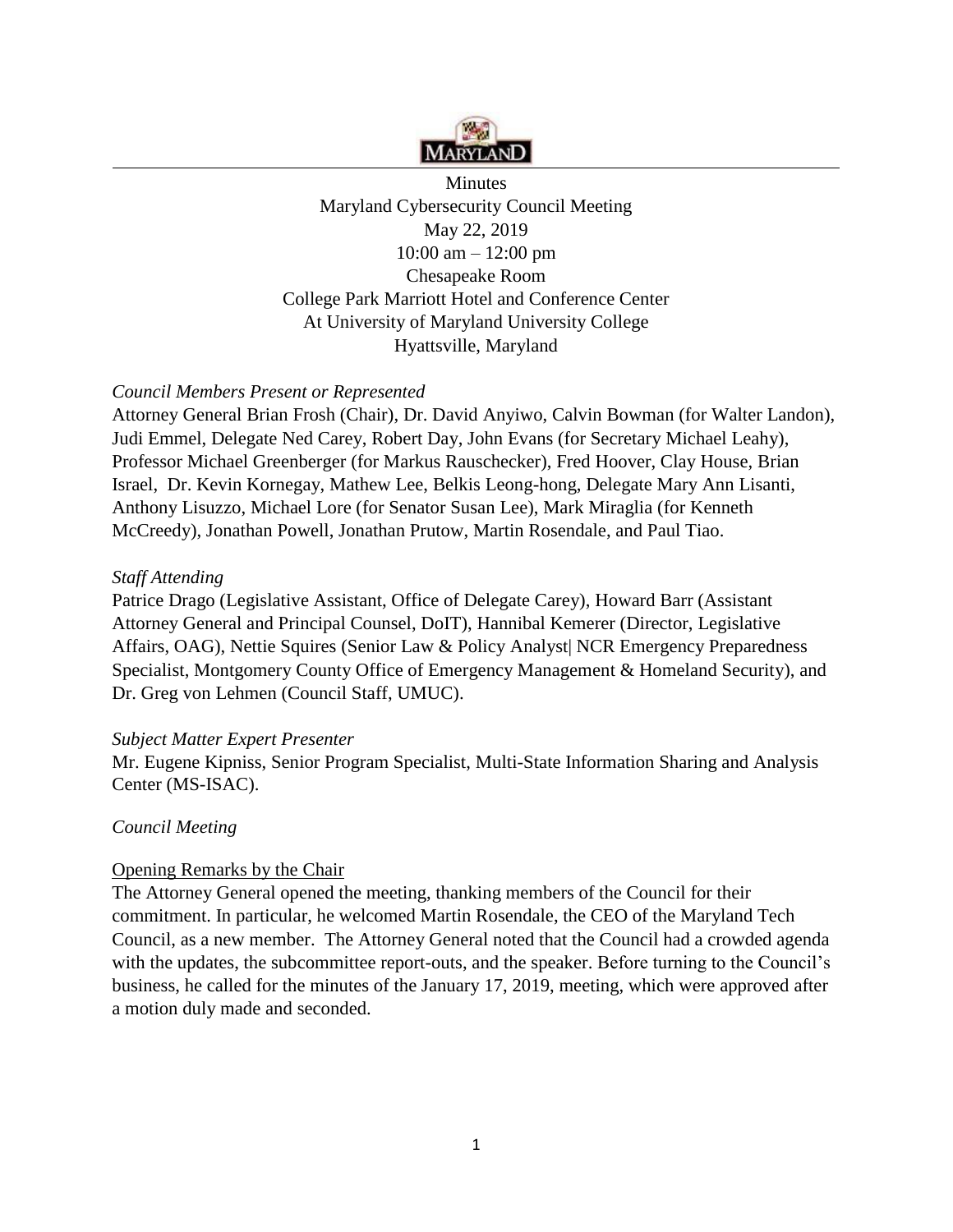Minutes

Maryland Cybersecurity Council Meeting

May 22, 2019

10:00 am – 12:00 pm

Chesapeake Room

College Park Marriott Hotel and Conference Center

At University of Maryland University College

Hyattsville, Maryland

*Council Members Present or Represented*

Attorney General Brian Frosh (Chair), Dr. David Anyiwo, Calvin Bowman (for Walter Landon), Judi Emmel, Delegate Ned Carey, Robert Day, John Evans (for Secretary Michael Leahy), Professor Michael Greenberger (for Markus Rauschecker), Fred Hoover, Clay House, Brian Israel, Dr. Kevin Kornegay, Mathew Lee, Belkis Leong-hong, Delegate Mary Ann Lisanti, Anthony Lisuzzo, Michael Lore (for Senator Susan Lee), Mark Miraglia (for Kenneth McCreedy), Jonathan Powell, Jonathan Prutow, Martin Rosendale, and Paul Tiao.

*Staff Attending*

Patrice Drago (Legislative Assistant, Office of Delegate Carey), Howard Barr (Assistant Attorney General and Principal Counsel, DoIT), Hannibal Kemerer (Director, Legislative Affairs, OAG), Nettie Squires (Senior Law & Policy Analyst| NCR Emergency Preparedness Specialist, Montgomery County Office of Emergency Management & Homeland Security), and Dr. Greg von Lehmen (Council Staff, UMUC).

*Subject Matter Expert Presenter*

Mr. Eugene Kipniss, Senior Program Specialist, Multi-State Information Sharing and Analysis Center (MS-ISAC).

*Council Meeting*

Opening Remarks by the Chair

The Attorney General opened the meeting, thanking members of the Council for their commitment. In particular, he welcomed Martin Rosendale, the CEO of the Maryland Tech Council, as a new member. The Attorney General noted that the Council had a crowded agenda with the updates, the subcommittee report-outs, and the speaker. Before turning to the Council's business, he called for the minutes of the January 17, 2019, meeting, which were approved after a motion duly made and seconded.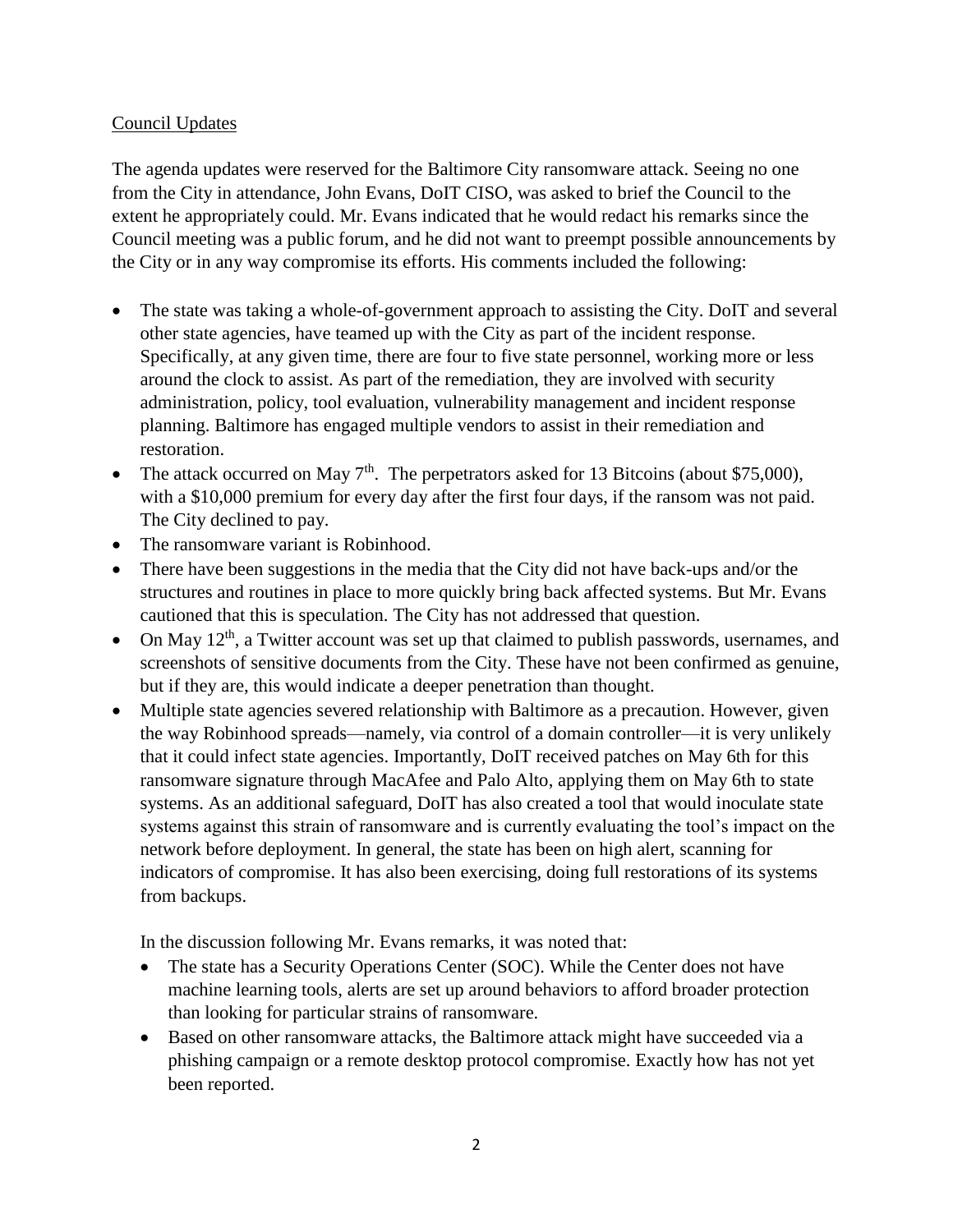Council Updates

The agenda updates were reserved for the Baltimore City ransomware attack. Seeing no one from the City in attendance, John Evans, DoIT CISO, was asked to brief the Council to the extent he appropriately could. Mr. Evans indicated that he would redact his remarks since the Council meeting was a public forum, and he did not want to preempt possible announcements by the City or in any way compromise its efforts. His comments included the following:

- The state was taking a whole-of-government approach to assisting the City. DoIT and several other state agencies, have teamed up with the City as part of the incident response. Specifically, at any given time, there are four to five state personnel, working more or less around the clock to assist. As part of the remediation, they are involved with security administration, policy, tool evaluation, vulnerability management and incident response planning. Baltimore has engaged multiple vendors to assist in their remediation and restoration.
- The attack occurred on May 7th. The perpetrators asked for 13 Bitcoins (about $75,000), with a $10,000 premium for every day after the first four days, if the ransom was not paid. The City declined to pay.
- The ransomware variant is Robinhood.
- There have been suggestions in the media that the City did not have back-ups and/or the structures and routines in place to more quickly bring back affected systems. But Mr. Evans cautioned that this is speculation. The City has not addressed that question.
- On May 12th, a Twitter account was set up that claimed to publish passwords, usernames, and screenshots of sensitive documents from the City. These have not been confirmed as genuine, but if they are, this would indicate a deeper penetration than thought.
- Multiple state agencies severed relationship with Baltimore as a precaution. However, given the way Robinhood spreads—namely, via control of a domain controller—it is very unlikely that it could infect state agencies. Importantly, DoIT received patches on May 6th for this ransomware signature through MacAfee and Palo Alto, applying them on May 6th to state systems. As an additional safeguard, DoIT has also created a tool that would inoculate state systems against this strain of ransomware and is currently evaluating the tool's impact on the network before deployment. In general, the state has been on high alert, scanning for indicators of compromise. It has also been exercising, doing full restorations of its systems from backups.

  In the discussion following Mr. Evans remarks, it was noted that:
  - The state has a Security Operations Center (SOC). While the Center does not have machine learning tools, alerts are set up around behaviors to afford broader protection than looking for particular strains of ransomware.
  - Based on other ransomware attacks, the Baltimore attack might have succeeded via a phishing campaign or a remote desktop protocol compromise. Exactly how has not yet been reported.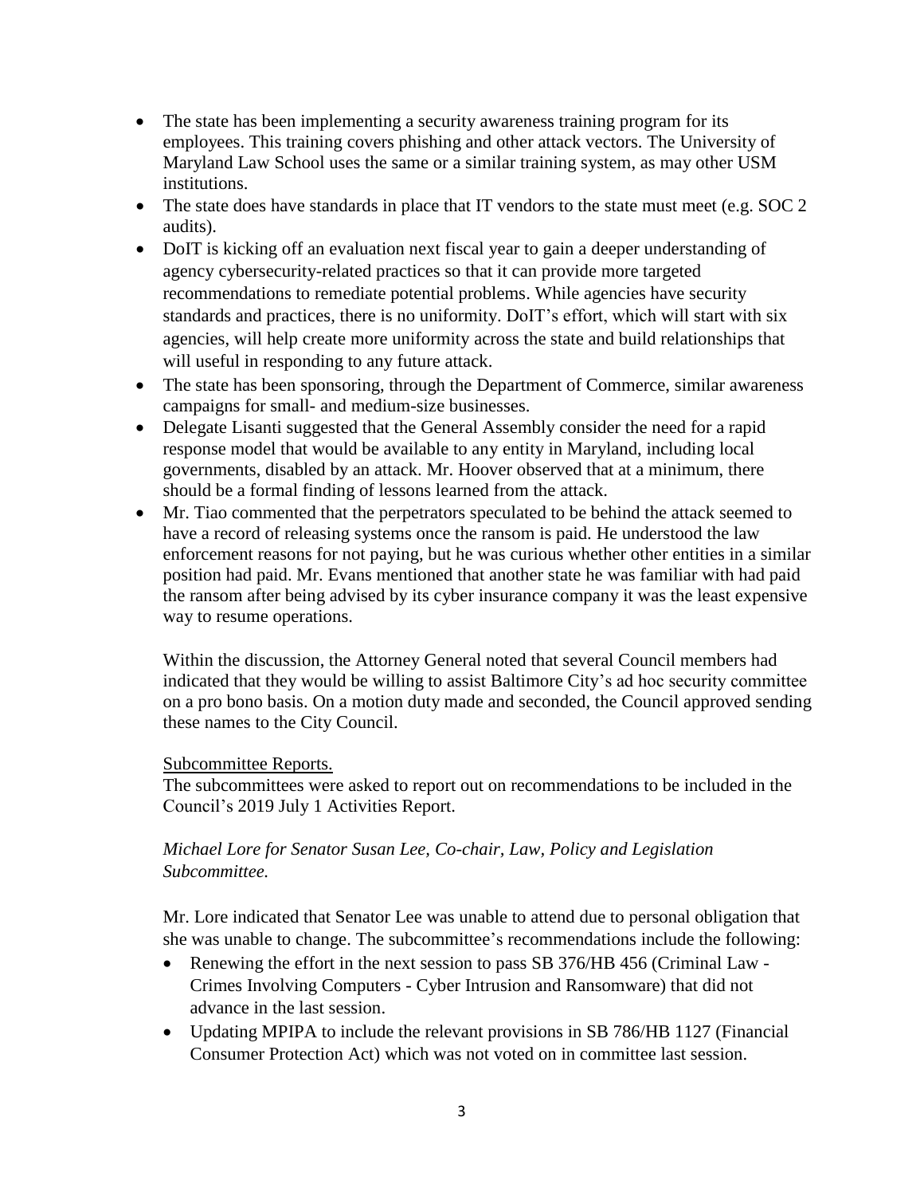- The state has been implementing a security awareness training program for its employees. This training covers phishing and other attack vectors. The University of Maryland Law School uses the same or a similar training system, as may other USM institutions.
- The state does have standards in place that IT vendors to the state must meet (e.g. SOC 2 audits).
- DoIT is kicking off an evaluation next fiscal year to gain a deeper understanding of agency cybersecurity-related practices so that it can provide more targeted recommendations to remediate potential problems. While agencies have security standards and practices, there is no uniformity. DoIT's effort, which will start with six agencies, will help create more uniformity across the state and build relationships that will useful in responding to any future attack.
- The state has been sponsoring, through the Department of Commerce, similar awareness campaigns for small- and medium-size businesses.
- Delegate Lisanti suggested that the General Assembly consider the need for a rapid response model that would be available to any entity in Maryland, including local governments, disabled by an attack. Mr. Hoover observed that at a minimum, there should be a formal finding of lessons learned from the attack.
- Mr. Tiao commented that the perpetrators speculated to be behind the attack seemed to have a record of releasing systems once the ransom is paid. He understood the law enforcement reasons for not paying, but he was curious whether other entities in a similar position had paid. Mr. Evans mentioned that another state he was familiar with had paid the ransom after being advised by its cyber insurance company it was the least expensive way to resume operations.

Within the discussion, the Attorney General noted that several Council members had indicated that they would be willing to assist Baltimore City's ad hoc security committee on a pro bono basis. On a motion duty made and seconded, the Council approved sending these names to the City Council.

Subcommittee Reports.

The subcommittees were asked to report out on recommendations to be included in the Council's 2019 July 1 Activities Report.

*Michael Lore for Senator Susan Lee, Co-chair, Law, Policy and Legislation Subcommittee.*

Mr. Lore indicated that Senator Lee was unable to attend due to personal obligation that she was unable to change. The subcommittee's recommendations include the following:

- Renewing the effort in the next session to pass SB 376/HB 456 (Criminal Law - Crimes Involving Computers - Cyber Intrusion and Ransomware) that did not advance in the last session.
- Updating MPIPA to include the relevant provisions in SB 786/HB 1127 (Financial Consumer Protection Act) which was not voted on in committee last session.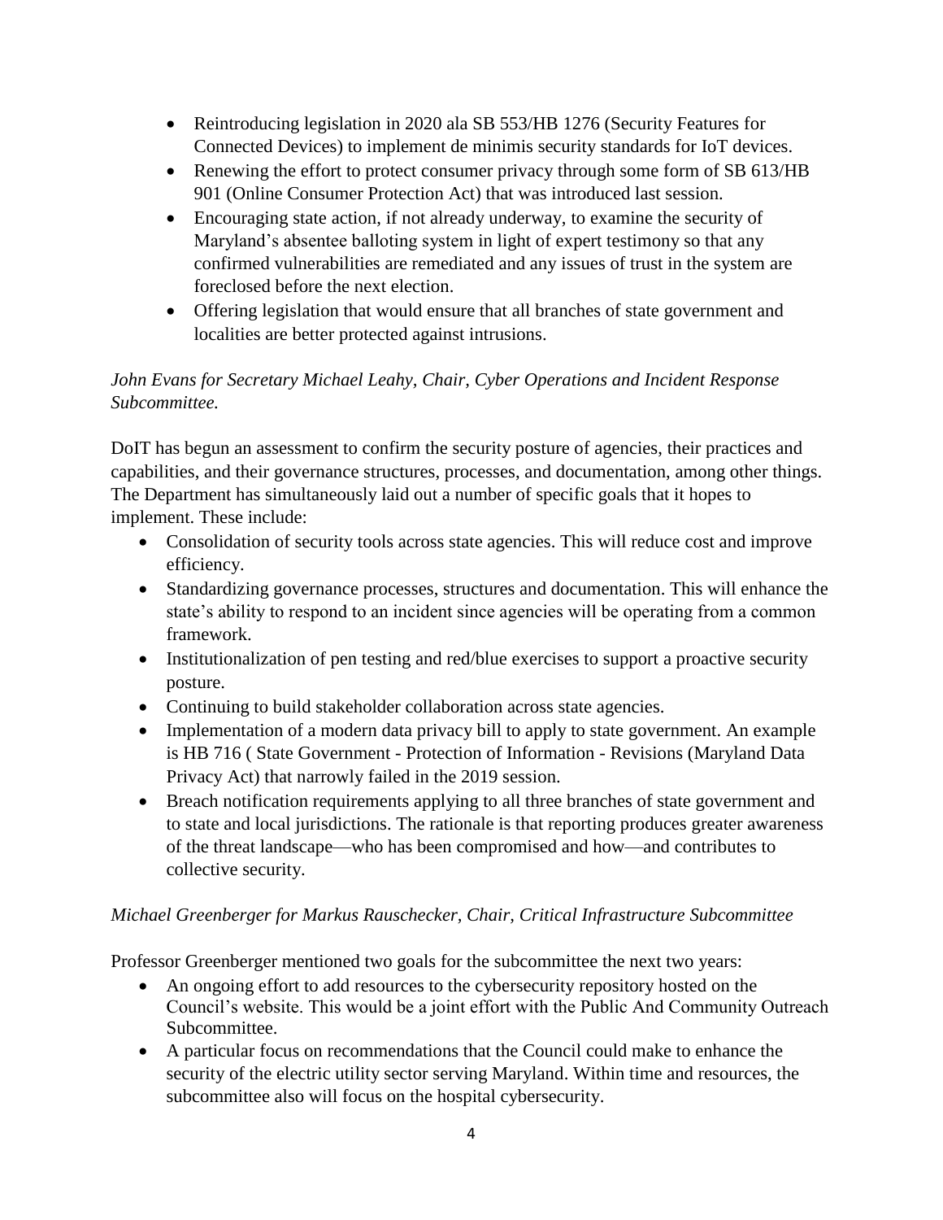- Reintroducing legislation in 2020 ala SB 553/HB 1276 (Security Features for Connected Devices) to implement de minimis security standards for IoT devices.
- Renewing the effort to protect consumer privacy through some form of SB 613/HB 901 (Online Consumer Protection Act) that was introduced last session.
- Encouraging state action, if not already underway, to examine the security of Maryland's absentee balloting system in light of expert testimony so that any confirmed vulnerabilities are remediated and any issues of trust in the system are foreclosed before the next election.
- Offering legislation that would ensure that all branches of state government and localities are better protected against intrusions.

*John Evans for Secretary Michael Leahy, Chair, Cyber Operations and Incident Response Subcommittee.*

DoIT has begun an assessment to confirm the security posture of agencies, their practices and capabilities, and their governance structures, processes, and documentation, among other things. The Department has simultaneously laid out a number of specific goals that it hopes to implement. These include:

- Consolidation of security tools across state agencies. This will reduce cost and improve efficiency.
- Standardizing governance processes, structures and documentation. This will enhance the state's ability to respond to an incident since agencies will be operating from a common framework.
- Institutionalization of pen testing and red/blue exercises to support a proactive security posture.
- Continuing to build stakeholder collaboration across state agencies.
- Implementation of a modern data privacy bill to apply to state government. An example is HB 716 ( State Government - Protection of Information - Revisions (Maryland Data Privacy Act) that narrowly failed in the 2019 session.
- Breach notification requirements applying to all three branches of state government and to state and local jurisdictions. The rationale is that reporting produces greater awareness of the threat landscape—who has been compromised and how—and contributes to collective security.

*Michael Greenberger for Markus Rauschecker, Chair, Critical Infrastructure Subcommittee*

Professor Greenberger mentioned two goals for the subcommittee the next two years:

- An ongoing effort to add resources to the cybersecurity repository hosted on the Council's website. This would be a joint effort with the Public And Community Outreach Subcommittee.
- A particular focus on recommendations that the Council could make to enhance the security of the electric utility sector serving Maryland. Within time and resources, the subcommittee also will focus on the hospital cybersecurity.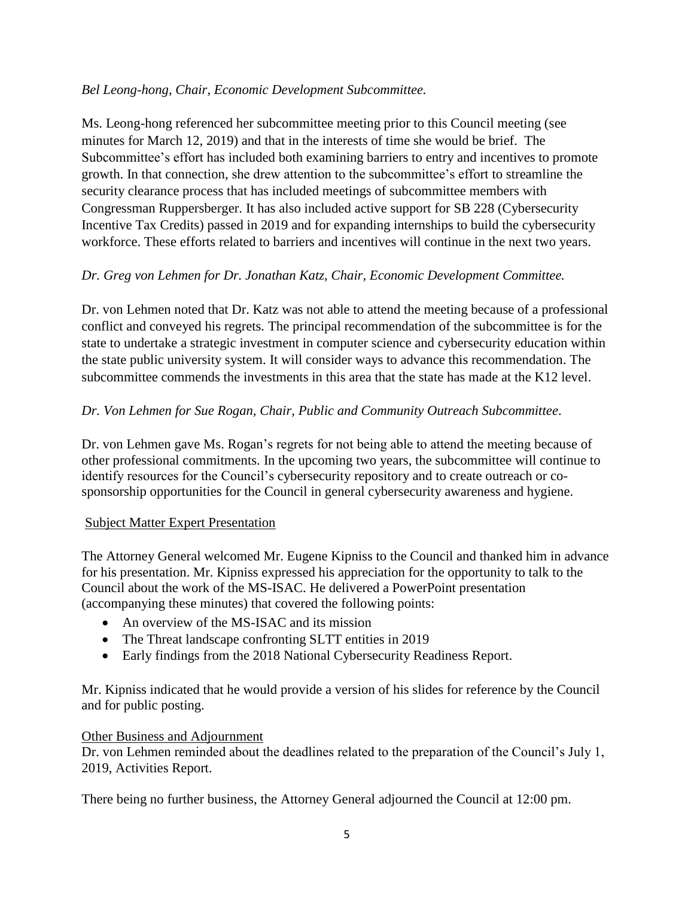*Bel Leong-hong, Chair, Economic Development Subcommittee.*

Ms. Leong-hong referenced her subcommittee meeting prior to this Council meeting (see minutes for March 12, 2019) and that in the interests of time she would be brief. The Subcommittee's effort has included both examining barriers to entry and incentives to promote growth. In that connection, she drew attention to the subcommittee's effort to streamline the security clearance process that has included meetings of subcommittee members with Congressman Ruppersberger. It has also included active support for SB 228 (Cybersecurity Incentive Tax Credits) passed in 2019 and for expanding internships to build the cybersecurity workforce. These efforts related to barriers and incentives will continue in the next two years.

*Dr. Greg von Lehmen for Dr. Jonathan Katz, Chair, Economic Development Committee.*

Dr. von Lehmen noted that Dr. Katz was not able to attend the meeting because of a professional conflict and conveyed his regrets. The principal recommendation of the subcommittee is for the state to undertake a strategic investment in computer science and cybersecurity education within the state public university system. It will consider ways to advance this recommendation. The subcommittee commends the investments in this area that the state has made at the K12 level.

*Dr. Von Lehmen for Sue Rogan, Chair, Public and Community Outreach Subcommittee.*

Dr. von Lehmen gave Ms. Rogan's regrets for not being able to attend the meeting because of other professional commitments. In the upcoming two years, the subcommittee will continue to identify resources for the Council's cybersecurity repository and to create outreach or co-sponsorship opportunities for the Council in general cybersecurity awareness and hygiene.

Subject Matter Expert Presentation

The Attorney General welcomed Mr. Eugene Kipniss to the Council and thanked him in advance for his presentation. Mr. Kipniss expressed his appreciation for the opportunity to talk to the Council about the work of the MS-ISAC. He delivered a PowerPoint presentation (accompanying these minutes) that covered the following points:

- An overview of the MS-ISAC and its mission
- The Threat landscape confronting SLTT entities in 2019
- Early findings from the 2018 National Cybersecurity Readiness Report.

Mr. Kipniss indicated that he would provide a version of his slides for reference by the Council and for public posting.

Other Business and Adjournment

Dr. von Lehmen reminded about the deadlines related to the preparation of the Council's July 1, 2019, Activities Report.

There being no further business, the Attorney General adjourned the Council at 12:00 pm.